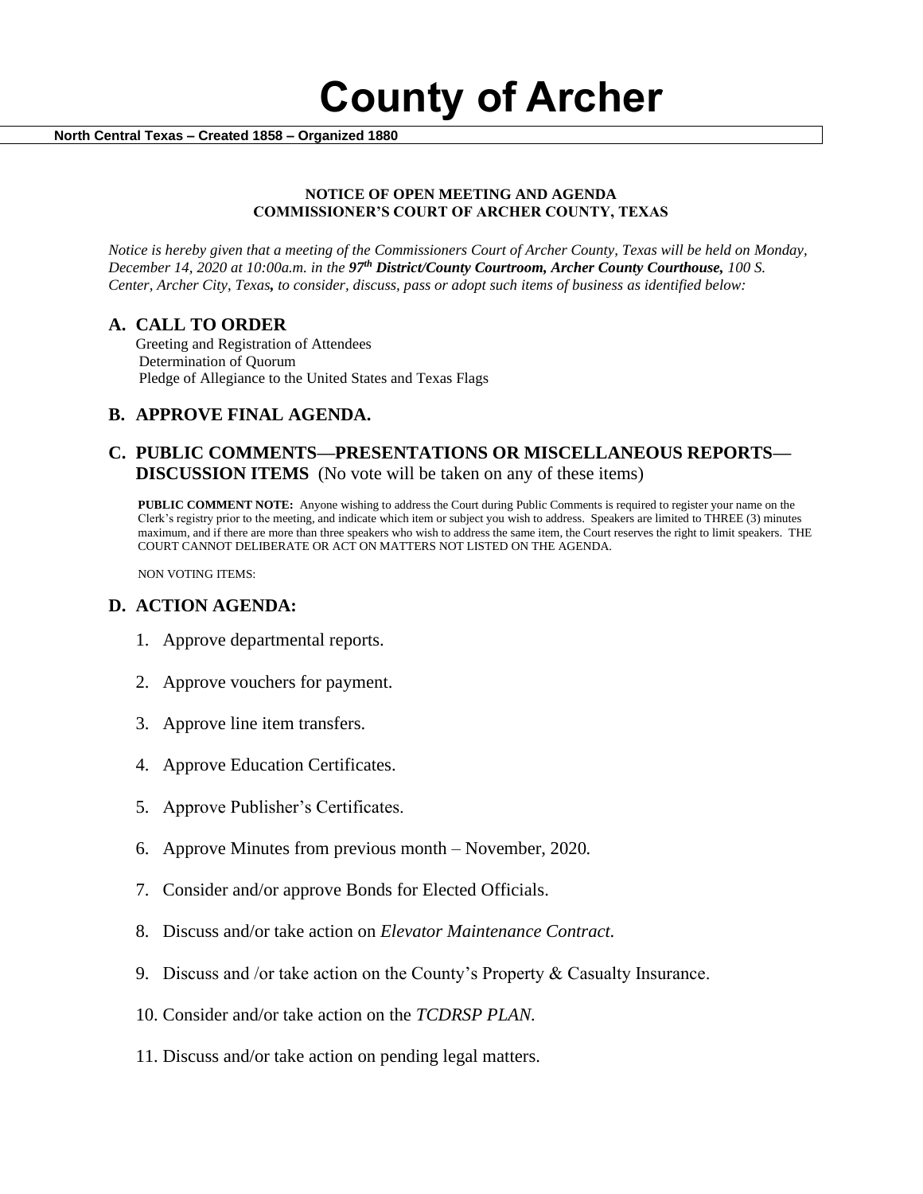# County of Archer

**North Central Texas – Created 1858 – Organized 1880**

**NOTICE OF OPEN MEETING AND AGENDA**
**COMMISSIONER'S COURT OF ARCHER COUNTY, TEXAS**

*Notice is hereby given that a meeting of the Commissioners Court of Archer County, Texas will be held on Monday, December 14, 2020 at 10:00a.m. in the **97th District/County Courtroom, Archer County Courthouse,** 100 S. Center, Archer City, Texas, to consider, discuss, pass or adopt such items of business as identified below:*

## A. CALL TO ORDER

Greeting and Registration of Attendees
Determination of Quorum
Pledge of Allegiance to the United States and Texas Flags

## B. APPROVE FINAL AGENDA.

## C. PUBLIC COMMENTS—PRESENTATIONS OR MISCELLANEOUS REPORTS—DISCUSSION ITEMS (No vote will be taken on any of these items)

**PUBLIC COMMENT NOTE:** Anyone wishing to address the Court during Public Comments is required to register your name on the Clerk's registry prior to the meeting, and indicate which item or subject you wish to address. Speakers are limited to THREE (3) minutes maximum, and if there are more than three speakers who wish to address the same item, the Court reserves the right to limit speakers. THE COURT CANNOT DELIBERATE OR ACT ON MATTERS NOT LISTED ON THE AGENDA.

NON VOTING ITEMS:

## D. ACTION AGENDA:

1. Approve departmental reports.
2. Approve vouchers for payment.
3. Approve line item transfers.
4. Approve Education Certificates.
5. Approve Publisher's Certificates.
6. Approve Minutes from previous month – November, 2020.
7. Consider and/or approve Bonds for Elected Officials.
8. Discuss and/or take action on *Elevator Maintenance Contract.*
9. Discuss and /or take action on the County's Property & Casualty Insurance.
10. Consider and/or take action on the *TCDRSP PLAN.*
11. Discuss and/or take action on pending legal matters.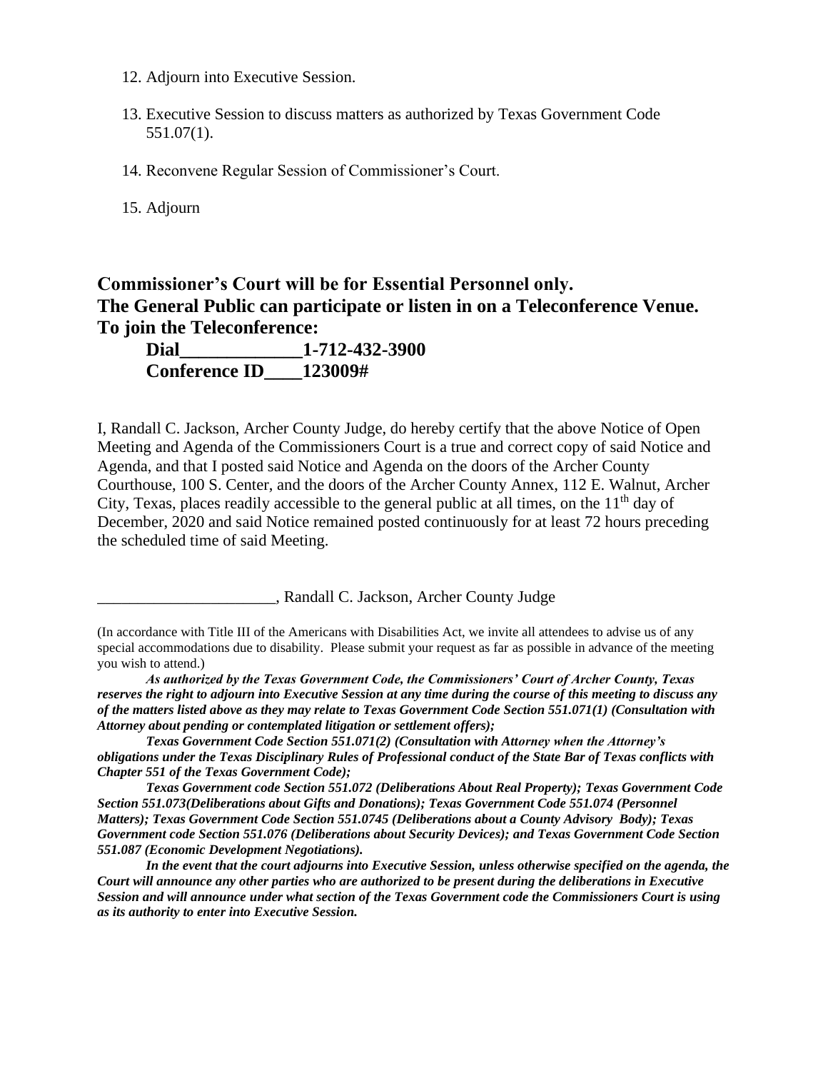12. Adjourn into Executive Session.

13. Executive Session to discuss matters as authorized by Texas Government Code 551.07(1).

14. Reconvene Regular Session of Commissioner's Court.

15. Adjourn

**Commissioner's Court will be for Essential Personnel only.**
**The General Public can participate or listen in on a Teleconference Venue.**
**To join the Teleconference:**

**Dial_____________1-712-432-3900**
**Conference ID____123009#**

I, Randall C. Jackson, Archer County Judge, do hereby certify that the above Notice of Open Meeting and Agenda of the Commissioners Court is a true and correct copy of said Notice and Agenda, and that I posted said Notice and Agenda on the doors of the Archer County Courthouse, 100 S. Center, and the doors of the Archer County Annex, 112 E. Walnut, Archer City, Texas, places readily accessible to the general public at all times, on the 11th day of December, 2020 and said Notice remained posted continuously for at least 72 hours preceding the scheduled time of said Meeting.

______________________, Randall C. Jackson, Archer County Judge

(In accordance with Title III of the Americans with Disabilities Act, we invite all attendees to advise us of any special accommodations due to disability. Please submit your request as far as possible in advance of the meeting you wish to attend.)

***As authorized by the Texas Government Code, the Commissioners' Court of Archer County, Texas reserves the right to adjourn into Executive Session at any time during the course of this meeting to discuss any of the matters listed above as they may relate to Texas Government Code Section 551.071(1) (Consultation with Attorney about pending or contemplated litigation or settlement offers);***

***Texas Government Code Section 551.071(2) (Consultation with Attorney when the Attorney's obligations under the Texas Disciplinary Rules of Professional conduct of the State Bar of Texas conflicts with Chapter 551 of the Texas Government Code);***

***Texas Government code Section 551.072 (Deliberations About Real Property); Texas Government Code Section 551.073(Deliberations about Gifts and Donations); Texas Government Code 551.074 (Personnel Matters); Texas Government Code Section 551.0745 (Deliberations about a County Advisory Body); Texas Government code Section 551.076 (Deliberations about Security Devices); and Texas Government Code Section 551.087 (Economic Development Negotiations).***

***In the event that the court adjourns into Executive Session, unless otherwise specified on the agenda, the Court will announce any other parties who are authorized to be present during the deliberations in Executive Session and will announce under what section of the Texas Government code the Commissioners Court is using as its authority to enter into Executive Session.***